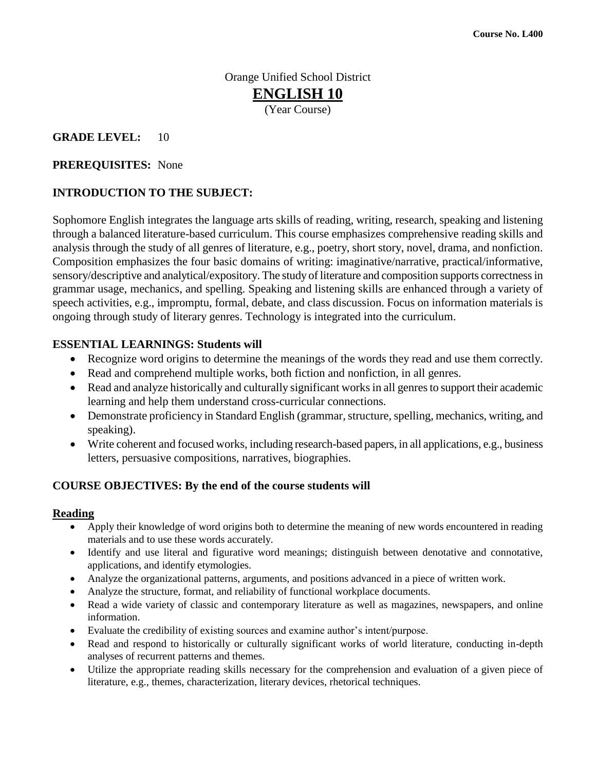**Course No. L400**

Orange Unified School District

# ENGLISH 10

(Year Course)

**GRADE LEVEL:** 10

**PREREQUISITES:** None

## INTRODUCTION TO THE SUBJECT:

Sophomore English integrates the language arts skills of reading, writing, research, speaking and listening through a balanced literature-based curriculum. This course emphasizes comprehensive reading skills and analysis through the study of all genres of literature, e.g., poetry, short story, novel, drama, and nonfiction. Composition emphasizes the four basic domains of writing: imaginative/narrative, practical/informative, sensory/descriptive and analytical/expository. The study of literature and composition supports correctness in grammar usage, mechanics, and spelling. Speaking and listening skills are enhanced through a variety of speech activities, e.g., impromptu, formal, debate, and class discussion. Focus on information materials is ongoing through study of literary genres. Technology is integrated into the curriculum.

## ESSENTIAL LEARNINGS: Students will

- Recognize word origins to determine the meanings of the words they read and use them correctly.
- Read and comprehend multiple works, both fiction and nonfiction, in all genres.
- Read and analyze historically and culturally significant works in all genres to support their academic learning and help them understand cross-curricular connections.
- Demonstrate proficiency in Standard English (grammar, structure, spelling, mechanics, writing, and speaking).
- Write coherent and focused works, including research-based papers, in all applications, e.g., business letters, persuasive compositions, narratives, biographies.

## COURSE OBJECTIVES: By the end of the course students will

### Reading

- Apply their knowledge of word origins both to determine the meaning of new words encountered in reading materials and to use these words accurately.
- Identify and use literal and figurative word meanings; distinguish between denotative and connotative, applications, and identify etymologies.
- Analyze the organizational patterns, arguments, and positions advanced in a piece of written work.
- Analyze the structure, format, and reliability of functional workplace documents.
- Read a wide variety of classic and contemporary literature as well as magazines, newspapers, and online information.
- Evaluate the credibility of existing sources and examine author's intent/purpose.
- Read and respond to historically or culturally significant works of world literature, conducting in-depth analyses of recurrent patterns and themes.
- Utilize the appropriate reading skills necessary for the comprehension and evaluation of a given piece of literature, e.g., themes, characterization, literary devices, rhetorical techniques.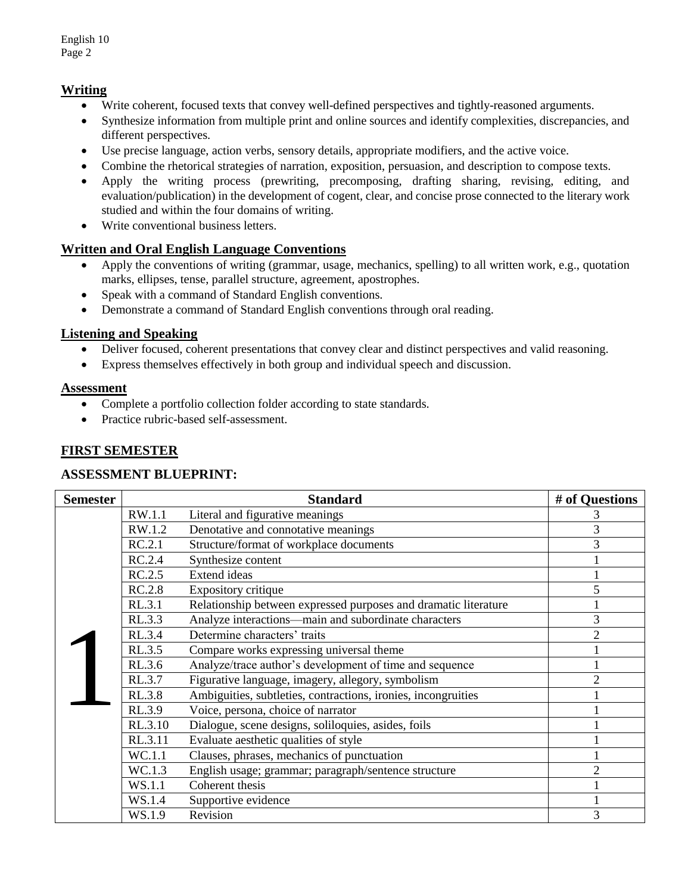## Writing

- Write coherent, focused texts that convey well-defined perspectives and tightly-reasoned arguments.
- Synthesize information from multiple print and online sources and identify complexities, discrepancies, and different perspectives.
- Use precise language, action verbs, sensory details, appropriate modifiers, and the active voice.
- Combine the rhetorical strategies of narration, exposition, persuasion, and description to compose texts.
- Apply the writing process (prewriting, precomposing, drafting sharing, revising, editing, and evaluation/publication) in the development of cogent, clear, and concise prose connected to the literary work studied and within the four domains of writing.
- Write conventional business letters.

## Written and Oral English Language Conventions

- Apply the conventions of writing (grammar, usage, mechanics, spelling) to all written work, e.g., quotation marks, ellipses, tense, parallel structure, agreement, apostrophes.
- Speak with a command of Standard English conventions.
- Demonstrate a command of Standard English conventions through oral reading.

## Listening and Speaking

- Deliver focused, coherent presentations that convey clear and distinct perspectives and valid reasoning.
- Express themselves effectively in both group and individual speech and discussion.

## Assessment

- Complete a portfolio collection folder according to state standards.
- Practice rubric-based self-assessment.

## FIRST SEMESTER

### ASSESSMENT BLUEPRINT:

| Semester | Standard | | # of Questions |
|---|---|---|---|
| 1 | RW.1.1 | Literal and figurative meanings | 3 |
| | RW.1.2 | Denotative and connotative meanings | 3 |
| | RC.2.1 | Structure/format of workplace documents | 3 |
| | RC.2.4 | Synthesize content | 1 |
| | RC.2.5 | Extend ideas | 1 |
| | RC.2.8 | Expository critique | 5 |
| | RL.3.1 | Relationship between expressed purposes and dramatic literature | 1 |
| | RL.3.3 | Analyze interactions—main and subordinate characters | 3 |
| | RL.3.4 | Determine characters' traits | 2 |
| | RL.3.5 | Compare works expressing universal theme | 1 |
| | RL.3.6 | Analyze/trace author's development of time and sequence | 1 |
| | RL.3.7 | Figurative language, imagery, allegory, symbolism | 2 |
| | RL.3.8 | Ambiguities, subtleties, contractions, ironies, incongruities | 1 |
| | RL.3.9 | Voice, persona, choice of narrator | 1 |
| | RL.3.10 | Dialogue, scene designs, soliloquies, asides, foils | 1 |
| | RL.3.11 | Evaluate aesthetic qualities of style | 1 |
| | WC.1.1 | Clauses, phrases, mechanics of punctuation | 1 |
| | WC.1.3 | English usage; grammar; paragraph/sentence structure | 2 |
| | WS.1.1 | Coherent thesis | 1 |
| | WS.1.4 | Supportive evidence | 1 |
| | WS.1.9 | Revision | 3 |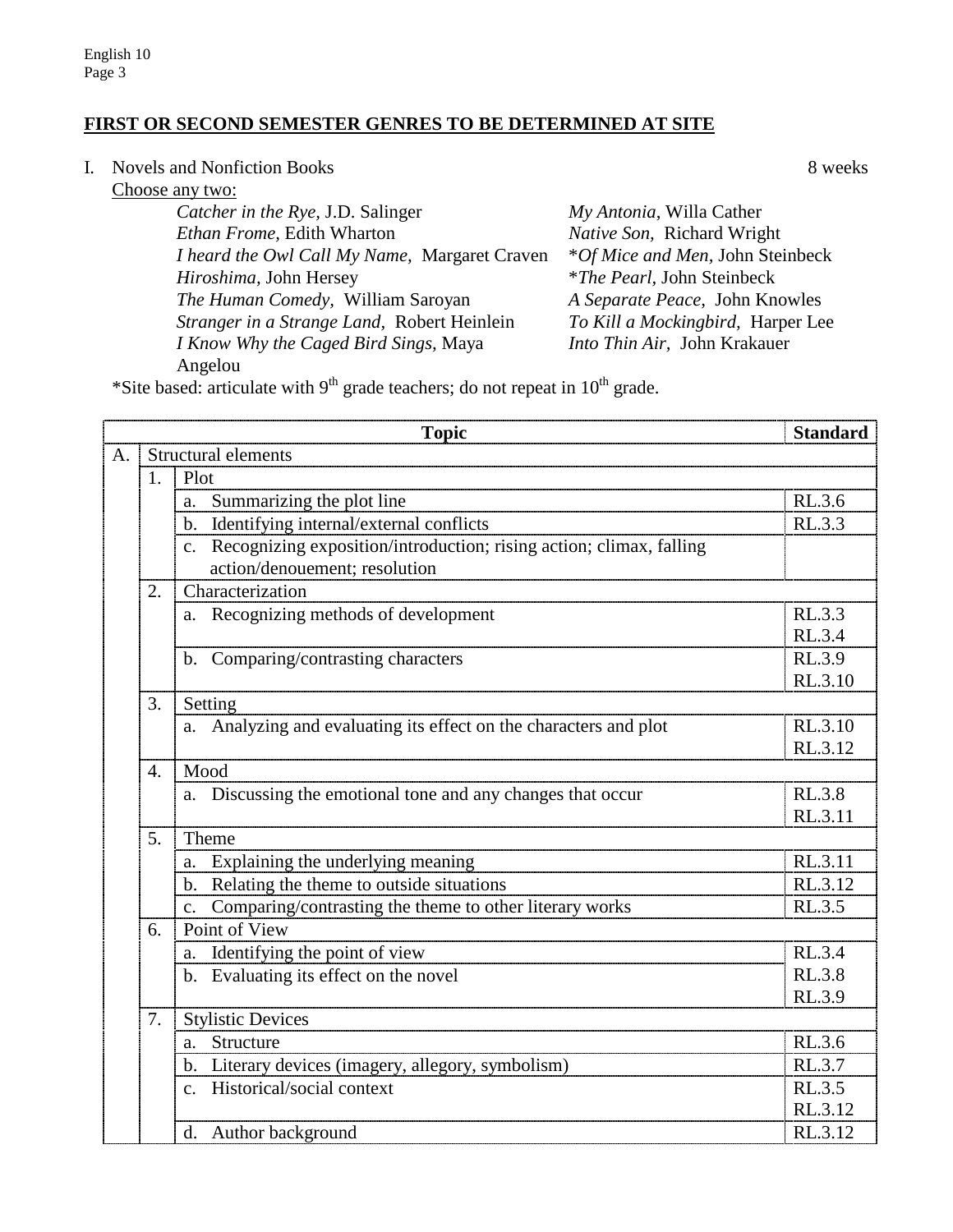## FIRST OR SECOND SEMESTER GENRES TO BE DETERMINED AT SITE

I. Novels and Nonfiction Books — 8 weeks

Choose any two:

- *Catcher in the Rye*, J.D. Salinger
- *Ethan Frome*, Edith Wharton
- *I heard the Owl Call My Name*, Margaret Craven
- *Hiroshima*, John Hersey
- *The Human Comedy*, William Saroyan
- *Stranger in a Strange Land*, Robert Heinlein
- *I Know Why the Caged Bird Sings*, Maya Angelou
- *My Antonia*, Willa Cather
- *Native Son*, Richard Wright
- \**Of Mice and Men*, John Steinbeck
- \**The Pearl*, John Steinbeck
- *A Separate Peace*, John Knowles
- *To Kill a Mockingbird*, Harper Lee
- *Into Thin Air*, John Krakauer

*Site based: articulate with 9th grade teachers; do not repeat in 10th grade.

| Topic | | | Standard |
|---|---|---|---|
| A. | Structural elements | | |
| | 1. | Plot | |
| | | a. Summarizing the plot line | RL.3.6 |
| | | b. Identifying internal/external conflicts | RL.3.3 |
| | | c. Recognizing exposition/introduction; rising action; climax, falling action/denouement; resolution | |
| | 2. | Characterization | |
| | | a. Recognizing methods of development | RL.3.3<br>RL.3.4 |
| | | b. Comparing/contrasting characters | RL.3.9<br>RL.3.10 |
| | 3. | Setting | |
| | | a. Analyzing and evaluating its effect on the characters and plot | RL.3.10<br>RL.3.12 |
| | 4. | Mood | |
| | | a. Discussing the emotional tone and any changes that occur | RL.3.8<br>RL.3.11 |
| | 5. | Theme | |
| | | a. Explaining the underlying meaning | RL.3.11 |
| | | b. Relating the theme to outside situations | RL.3.12 |
| | | c. Comparing/contrasting the theme to other literary works | RL.3.5 |
| | 6. | Point of View | |
| | | a. Identifying the point of view<br>b. Evaluating its effect on the novel | RL.3.4<br>RL.3.8<br>RL.3.9 |
| | 7. | Stylistic Devices | |
| | | a. Structure | RL.3.6 |
| | | b. Literary devices (imagery, allegory, symbolism) | RL.3.7 |
| | | c. Historical/social context | RL.3.5<br>RL.3.12 |
| | | d. Author background | RL.3.12 |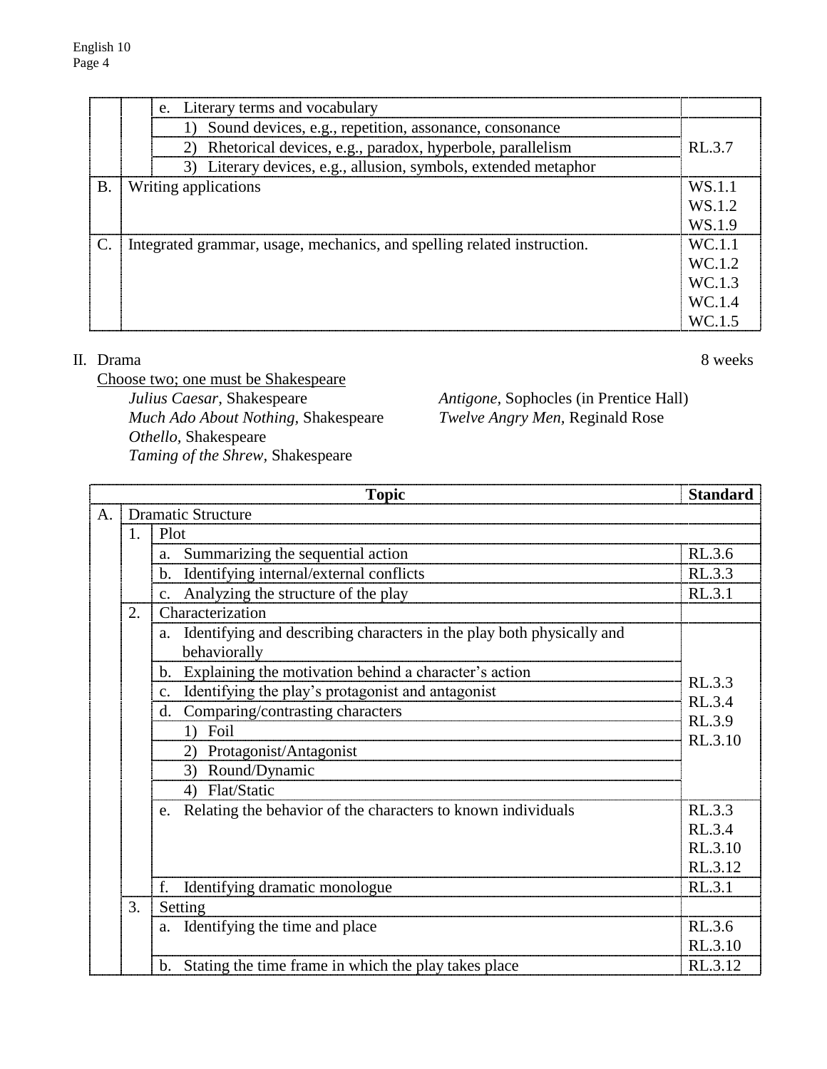| | | | |
|---|---|---|---|
| | | e. Literary terms and vocabulary | |
| | | 1) Sound devices, e.g., repetition, assonance, consonance | RL.3.7 |
| | | 2) Rhetorical devices, e.g., paradox, hyperbole, parallelism | |
| | | 3) Literary devices, e.g., allusion, symbols, extended metaphor | |
| B. | Writing applications | | WS.1.1<br>WS.1.2<br>WS.1.9 |
| C. | Integrated grammar, usage, mechanics, and spelling related instruction. | | WC.1.1<br>WC.1.2<br>WC.1.3<br>WC.1.4<br>WC.1.5 |

II. Drama — 8 weeks

Choose two; one must be Shakespeare

*Julius Caesar,* Shakespeare
*Much Ado About Nothing,* Shakespeare
*Othello,* Shakespeare
*Taming of the Shrew,* Shakespeare
*Antigone,* Sophocles (in Prentice Hall)
*Twelve Angry Men,* Reginald Rose

| | | **Topic** | **Standard** |
|---|---|---|---|
| A. | Dramatic Structure | | |
| | 1. | Plot | |
| | | a. Summarizing the sequential action | RL.3.6 |
| | | b. Identifying internal/external conflicts | RL.3.3 |
| | | c. Analyzing the structure of the play | RL.3.1 |
| | 2. | Characterization | |
| | | a. Identifying and describing characters in the play both physically and behaviorally | RL.3.3<br>RL.3.4<br>RL.3.9<br>RL.3.10 |
| | | b. Explaining the motivation behind a character's action | |
| | | c. Identifying the play's protagonist and antagonist | |
| | | d. Comparing/contrasting characters | |
| | | 1) Foil | |
| | | 2) Protagonist/Antagonist | |
| | | 3) Round/Dynamic | |
| | | 4) Flat/Static | |
| | | e. Relating the behavior of the characters to known individuals | RL.3.3<br>RL.3.4<br>RL.3.10<br>RL.3.12 |
| | | f. Identifying dramatic monologue | RL.3.1 |
| | 3. | Setting | |
| | | a. Identifying the time and place | RL.3.6<br>RL.3.10 |
| | | b. Stating the time frame in which the play takes place | RL.3.12 |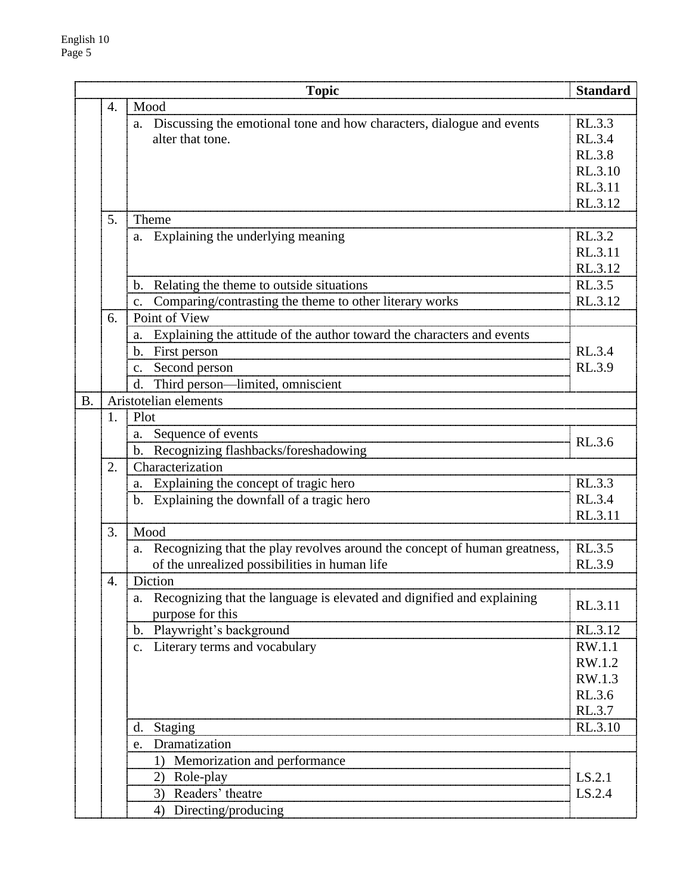| | | Topic | Standard |
|---|---|---|---|
| | 4. | Mood | |
| | | a. Discussing the emotional tone and how characters, dialogue and events alter that tone. | RL.3.3<br>RL.3.4<br>RL.3.8<br>RL.3.10<br>RL.3.11<br>RL.3.12 |
| | 5. | Theme | |
| | | a. Explaining the underlying meaning | RL.3.2<br>RL.3.11<br>RL.3.12 |
| | | b. Relating the theme to outside situations | RL.3.5 |
| | | c. Comparing/contrasting the theme to other literary works | RL.3.12 |
| | 6. | Point of View | |
| | | a. Explaining the attitude of the author toward the characters and events | RL.3.4<br>RL.3.9 |
| | | b. First person | |
| | | c. Second person | |
| | | d. Third person—limited, omniscient | |
| B. | | Aristotelian elements | |
| | 1. | Plot | |
| | | a. Sequence of events | RL.3.6 |
| | | b. Recognizing flashbacks/foreshadowing | |
| | 2. | Characterization | |
| | | a. Explaining the concept of tragic hero | RL.3.3 |
| | | b. Explaining the downfall of a tragic hero | RL.3.4<br>RL.3.11 |
| | 3. | Mood | |
| | | a. Recognizing that the play revolves around the concept of human greatness, of the unrealized possibilities in human life | RL.3.5<br>RL.3.9 |
| | 4. | Diction | |
| | | a. Recognizing that the language is elevated and dignified and explaining purpose for this | RL.3.11 |
| | | b. Playwright's background | RL.3.12 |
| | | c. Literary terms and vocabulary | RW.1.1<br>RW.1.2<br>RW.1.3<br>RL.3.6<br>RL.3.7 |
| | | d. Staging | RL.3.10 |
| | | e. Dramatization | |
| | | 1) Memorization and performance | LS.2.1<br>LS.2.4 |
| | | 2) Role-play | |
| | | 3) Readers' theatre | |
| | | 4) Directing/producing | |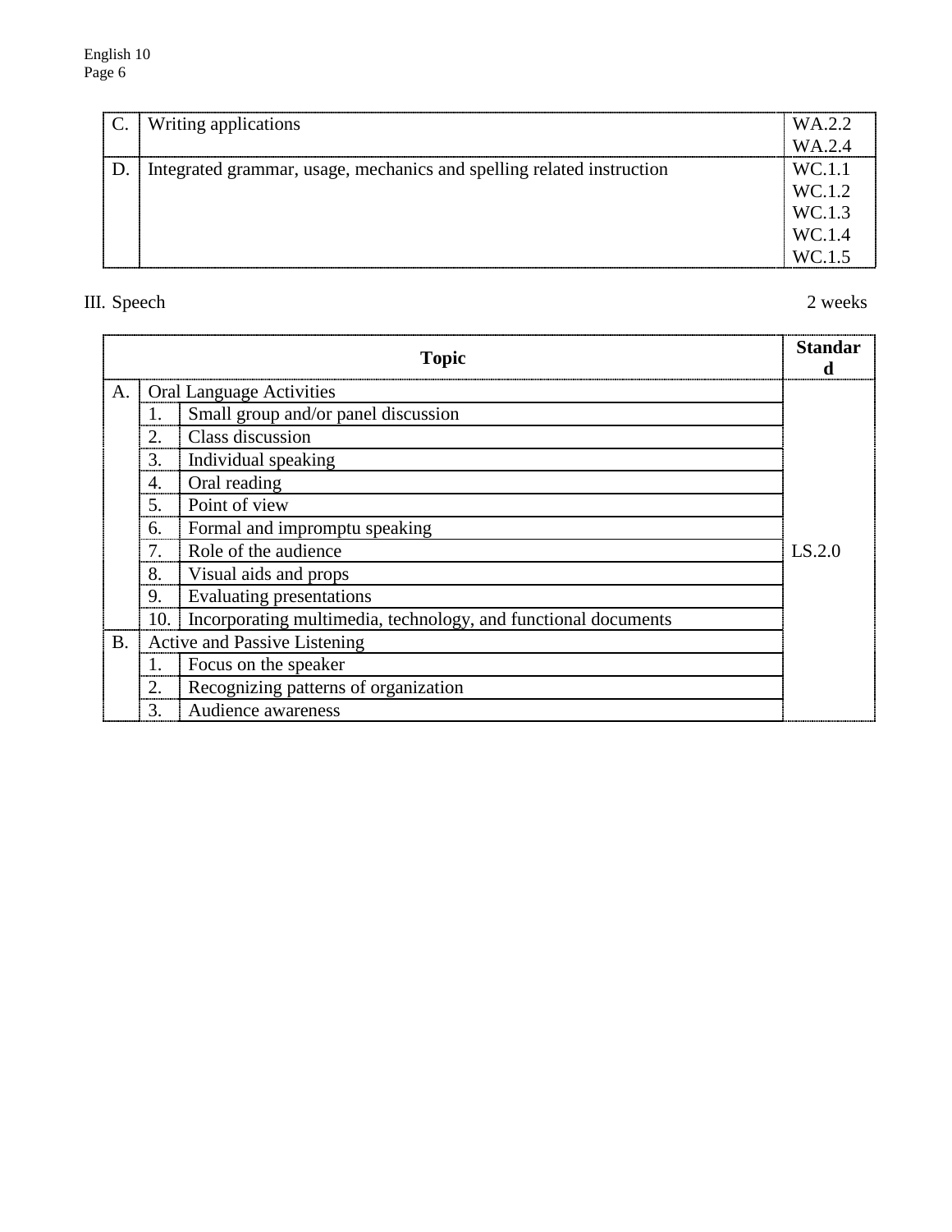| | | |
|---|---|---|
| C. | Writing applications | WA.2.2<br>WA.2.4 |
| D. | Integrated grammar, usage, mechanics and spelling related instruction | WC.1.1<br>WC.1.2<br>WC.1.3<br>WC.1.4<br>WC.1.5 |

III. Speech 2 weeks

| Topic | | | Standard |
|---|---|---|---|
| A. | Oral Language Activities | | LS.2.0 |
| | 1. | Small group and/or panel discussion | |
| | 2. | Class discussion | |
| | 3. | Individual speaking | |
| | 4. | Oral reading | |
| | 5. | Point of view | |
| | 6. | Formal and impromptu speaking | |
| | 7. | Role of the audience | |
| | 8. | Visual aids and props | |
| | 9. | Evaluating presentations | |
| | 10. | Incorporating multimedia, technology, and functional documents | |
| B. | Active and Passive Listening | | |
| | 1. | Focus on the speaker | |
| | 2. | Recognizing patterns of organization | |
| | 3. | Audience awareness | |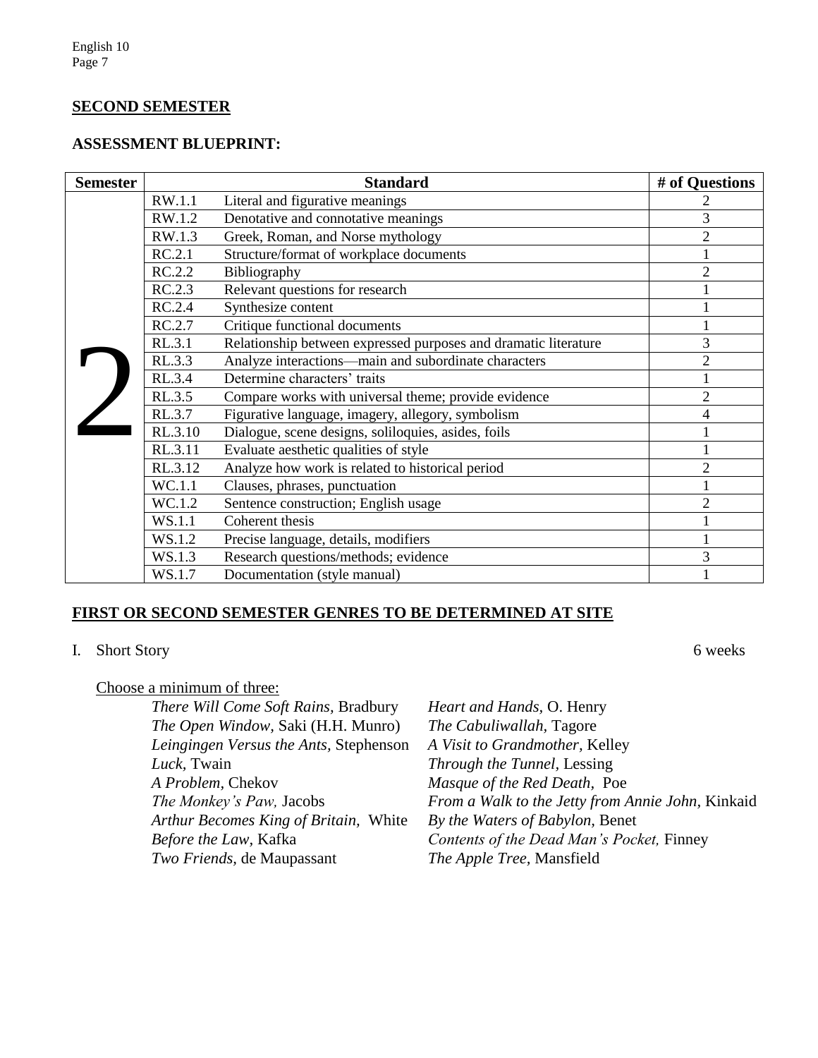## SECOND SEMESTER

### ASSESSMENT BLUEPRINT:

| Semester | Standard | | # of Questions |
|---|---|---|---|
| 2 | RW.1.1 | Literal and figurative meanings | 2 |
| | RW.1.2 | Denotative and connotative meanings | 3 |
| | RW.1.3 | Greek, Roman, and Norse mythology | 2 |
| | RC.2.1 | Structure/format of workplace documents | 1 |
| | RC.2.2 | Bibliography | 2 |
| | RC.2.3 | Relevant questions for research | 1 |
| | RC.2.4 | Synthesize content | 1 |
| | RC.2.7 | Critique functional documents | 1 |
| | RL.3.1 | Relationship between expressed purposes and dramatic literature | 3 |
| | RL.3.3 | Analyze interactions—main and subordinate characters | 2 |
| | RL.3.4 | Determine characters' traits | 1 |
| | RL.3.5 | Compare works with universal theme; provide evidence | 2 |
| | RL.3.7 | Figurative language, imagery, allegory, symbolism | 4 |
| | RL.3.10 | Dialogue, scene designs, soliloquies, asides, foils | 1 |
| | RL.3.11 | Evaluate aesthetic qualities of style | 1 |
| | RL.3.12 | Analyze how work is related to historical period | 2 |
| | WC.1.1 | Clauses, phrases, punctuation | 1 |
| | WC.1.2 | Sentence construction; English usage | 2 |
| | WS.1.1 | Coherent thesis | 1 |
| | WS.1.2 | Precise language, details, modifiers | 1 |
| | WS.1.3 | Research questions/methods; evidence | 3 |
| | WS.1.7 | Documentation (style manual) | 1 |

## FIRST OR SECOND SEMESTER GENRES TO BE DETERMINED AT SITE

I. Short Story — 6 weeks

Choose a minimum of three:

- *There Will Come Soft Rains*, Bradbury
- *The Open Window*, Saki (H.H. Munro)
- *Leingingen Versus the Ants*, Stephenson
- *Luck*, Twain
- *A Problem*, Chekov
- *The Monkey's Paw,* Jacobs
- *Arthur Becomes King of Britain*, White
- *Before the Law*, Kafka
- *Two Friends*, de Maupassant
- *Heart and Hands*, O. Henry
- *The Cabuliwallah*, Tagore
- *A Visit to Grandmother*, Kelley
- *Through the Tunnel*, Lessing
- *Masque of the Red Death*, Poe
- *From a Walk to the Jetty from Annie John*, Kinkaid
- *By the Waters of Babylon*, Benet
- *Contents of the Dead Man's Pocket,* Finney
- *The Apple Tree*, Mansfield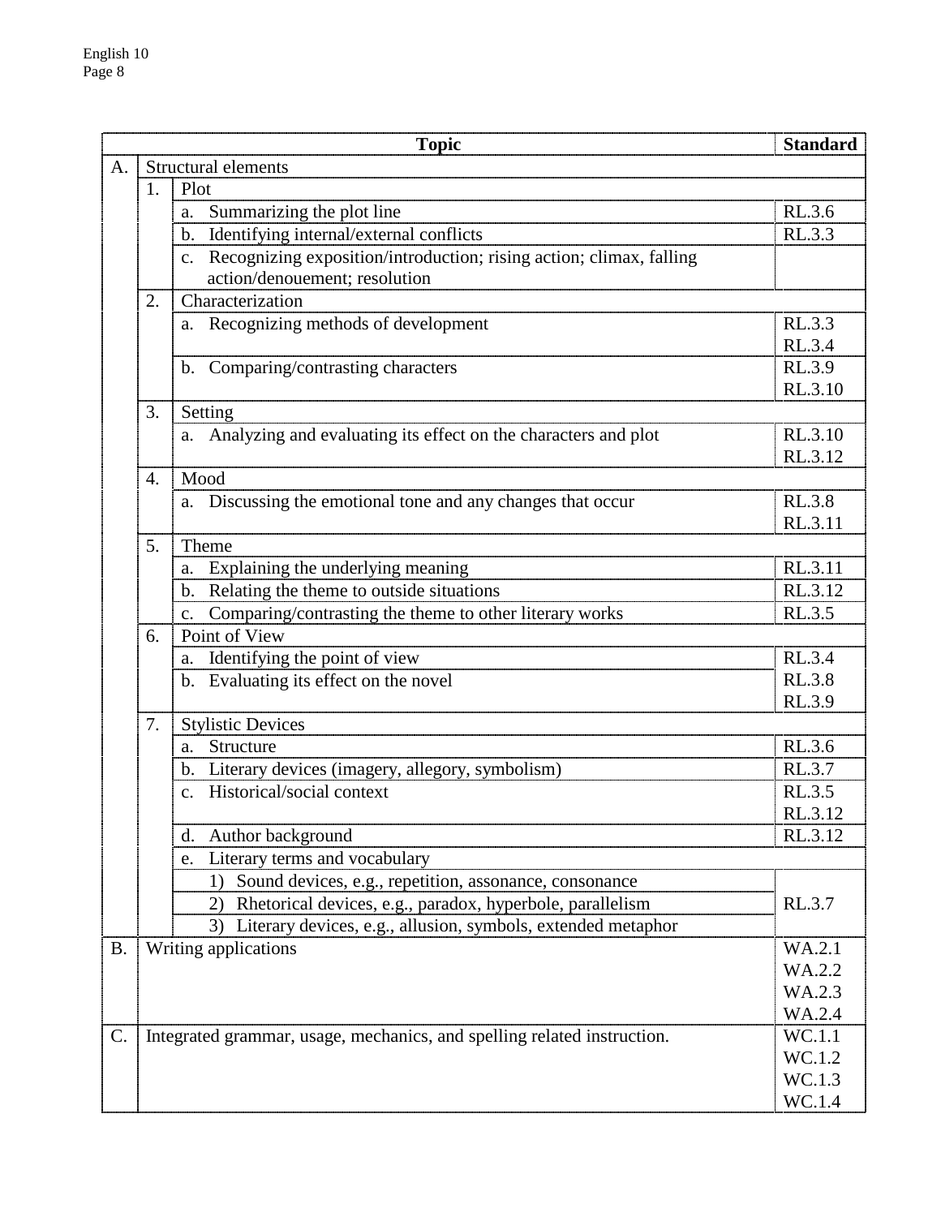| | | Topic | Standard |
|---|---|---|---|
| A. | Structural elements | | |
| | 1. | Plot | |
| | | a. Summarizing the plot line | RL.3.6 |
| | | b. Identifying internal/external conflicts | RL.3.3 |
| | | c. Recognizing exposition/introduction; rising action; climax, falling action/denouement; resolution | |
| | 2. | Characterization | |
| | | a. Recognizing methods of development | RL.3.3<br>RL.3.4 |
| | | b. Comparing/contrasting characters | RL.3.9<br>RL.3.10 |
| | 3. | Setting | |
| | | a. Analyzing and evaluating its effect on the characters and plot | RL.3.10<br>RL.3.12 |
| | 4. | Mood | |
| | | a. Discussing the emotional tone and any changes that occur | RL.3.8<br>RL.3.11 |
| | 5. | Theme | |
| | | a. Explaining the underlying meaning | RL.3.11 |
| | | b. Relating the theme to outside situations | RL.3.12 |
| | | c. Comparing/contrasting the theme to other literary works | RL.3.5 |
| | 6. | Point of View | |
| | | a. Identifying the point of view | RL.3.4<br>RL.3.8<br>RL.3.9 |
| | | b. Evaluating its effect on the novel | |
| | 7. | Stylistic Devices | |
| | | a. Structure | RL.3.6 |
| | | b. Literary devices (imagery, allegory, symbolism) | RL.3.7 |
| | | c. Historical/social context | RL.3.5<br>RL.3.12 |
| | | d. Author background | RL.3.12 |
| | | e. Literary terms and vocabulary | |
| | | 1) Sound devices, e.g., repetition, assonance, consonance | RL.3.7 |
| | | 2) Rhetorical devices, e.g., paradox, hyperbole, parallelism | |
| | | 3) Literary devices, e.g., allusion, symbols, extended metaphor | |
| B. | Writing applications | | WA.2.1<br>WA.2.2<br>WA.2.3<br>WA.2.4 |
| C. | Integrated grammar, usage, mechanics, and spelling related instruction. | | WC.1.1<br>WC.1.2<br>WC.1.3<br>WC.1.4 |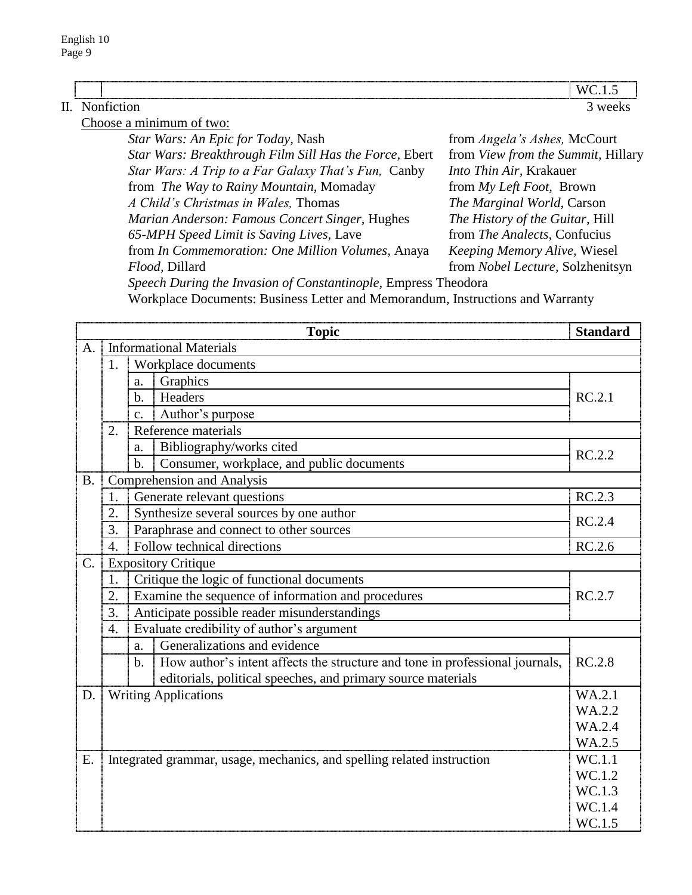| | | WC.1.5 |
|---|---|---|

II. Nonfiction — 3 weeks

Choose a minimum of two:

- *Star Wars: An Epic for Today,* Nash
- *Star Wars: Breakthrough Film Sill Has the Force,* Ebert
- *Star Wars: A Trip to a Far Galaxy That's Fun,* Canby
- from *The Way to Rainy Mountain,* Momaday
- *A Child's Christmas in Wales,* Thomas
- *Marian Anderson: Famous Concert Singer,* Hughes
- *65-MPH Speed Limit is Saving Lives,* Lave
- from *In Commemoration: One Million Volumes,* Anaya
- *Flood,* Dillard
- from *Angela's Ashes,* McCourt
- from *View from the Summit,* Hillary
- *Into Thin Air,* Krakauer
- from *My Left Foot,* Brown
- *The Marginal World,* Carson
- *The History of the Guitar,* Hill
- from *The Analects,* Confucius
- *Keeping Memory Alive,* Wiesel
- from *Nobel Lecture,* Solzhenitsyn
- *Speech During the Invasion of Constantinople,* Empress Theodora
- Workplace Documents: Business Letter and Memorandum, Instructions and Warranty

| | | | Topic | Standard |
|---|---|---|---|---|
| A. | Informational Materials | | | |
| | 1. | Workplace documents | | |
| | | a. | Graphics | RC.2.1 |
| | | b. | Headers | |
| | | c. | Author's purpose | |
| | 2. | Reference materials | | |
| | | a. | Bibliography/works cited | RC.2.2 |
| | | b. | Consumer, workplace, and public documents | |
| B. | Comprehension and Analysis | | | |
| | 1. | Generate relevant questions | | RC.2.3 |
| | 2. | Synthesize several sources by one author | | RC.2.4 |
| | 3. | Paraphrase and connect to other sources | | |
| | 4. | Follow technical directions | | RC.2.6 |
| C. | Expository Critique | | | |
| | 1. | Critique the logic of functional documents | | RC.2.7 |
| | 2. | Examine the sequence of information and procedures | | |
| | 3. | Anticipate possible reader misunderstandings | | |
| | 4. | Evaluate credibility of author's argument | | |
| | | a. | Generalizations and evidence | RC.2.8 |
| | | b. | How author's intent affects the structure and tone in professional journals, editorials, political speeches, and primary source materials | |
| D. | Writing Applications | | | WA.2.1<br>WA.2.2<br>WA.2.4<br>WA.2.5 |
| E. | Integrated grammar, usage, mechanics, and spelling related instruction | | | WC.1.1<br>WC.1.2<br>WC.1.3<br>WC.1.4<br>WC.1.5 |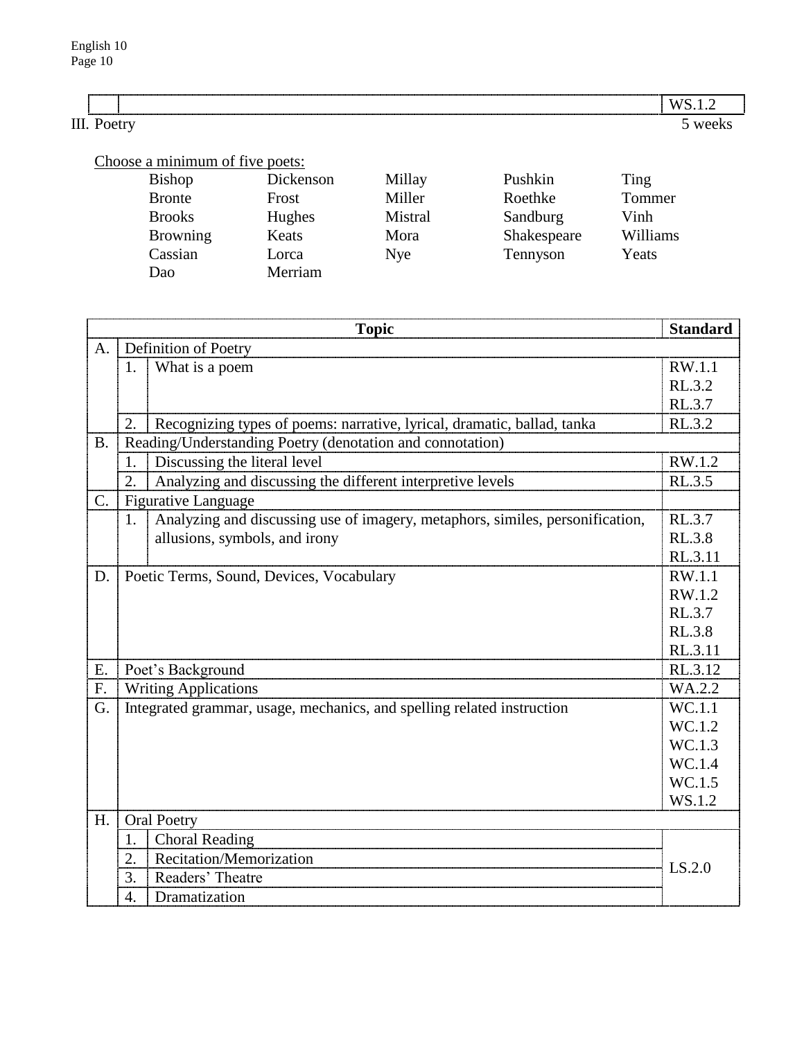| | | WS.1.2 |
|---|---|---|

III. Poetry 5 weeks

Choose a minimum of five poets:

| | | | | |
|---|---|---|---|---|
| Bishop | Dickenson | Millay | Pushkin | Ting |
| Bronte | Frost | Miller | Roethke | Tommer |
| Brooks | Hughes | Mistral | Sandburg | Vinh |
| Browning | Keats | Mora | Shakespeare | Williams |
| Cassian | Lorca | Nye | Tennyson | Yeats |
| Dao | Merriam | | | |

| | | Topic | Standard |
|---|---|---|---|
| A. | Definition of Poetry | | |
| | 1. | What is a poem | RW.1.1<br>RL.3.2<br>RL.3.7 |
| | 2. | Recognizing types of poems: narrative, lyrical, dramatic, ballad, tanka | RL.3.2 |
| B. | Reading/Understanding Poetry (denotation and connotation) | | |
| | 1. | Discussing the literal level | RW.1.2 |
| | 2. | Analyzing and discussing the different interpretive levels | RL.3.5 |
| C. | Figurative Language | | |
| | 1. | Analyzing and discussing use of imagery, metaphors, similes, personification, allusions, symbols, and irony | RL.3.7<br>RL.3.8<br>RL.3.11 |
| D. | Poetic Terms, Sound, Devices, Vocabulary | | RW.1.1<br>RW.1.2<br>RL.3.7<br>RL.3.8<br>RL.3.11 |
| E. | Poet's Background | | RL.3.12 |
| F. | Writing Applications | | WA.2.2 |
| G. | Integrated grammar, usage, mechanics, and spelling related instruction | | WC.1.1<br>WC.1.2<br>WC.1.3<br>WC.1.4<br>WC.1.5<br>WS.1.2 |
| H. | Oral Poetry | | |
| | 1. | Choral Reading | LS.2.0 |
| | 2. | Recitation/Memorization | |
| | 3. | Readers' Theatre | |
| | 4. | Dramatization | |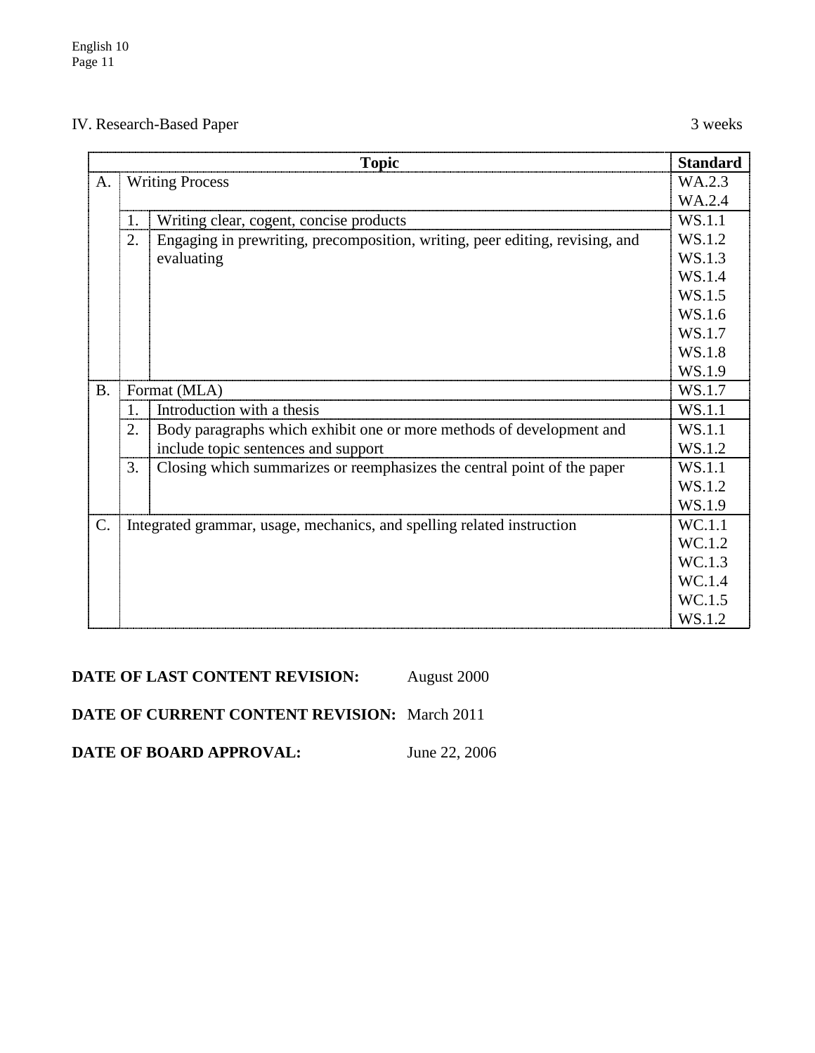IV. Research-Based Paper 3 weeks

| | | Topic | Standard |
|---|---|---|---|
| A. | Writing Process | | WA.2.3<br>WA.2.4 |
| | 1. | Writing clear, cogent, concise products | WS.1.1 |
| | 2. | Engaging in prewriting, precomposition, writing, peer editing, revising, and evaluating | WS.1.2<br>WS.1.3<br>WS.1.4<br>WS.1.5<br>WS.1.6<br>WS.1.7<br>WS.1.8<br>WS.1.9 |
| B. | Format (MLA) | | WS.1.7 |
| | 1. | Introduction with a thesis | WS.1.1 |
| | 2. | Body paragraphs which exhibit one or more methods of development and include topic sentences and support | WS.1.1<br>WS.1.2 |
| | 3. | Closing which summarizes or reemphasizes the central point of the paper | WS.1.1<br>WS.1.2<br>WS.1.9 |
| C. | Integrated grammar, usage, mechanics, and spelling related instruction | | WC.1.1<br>WC.1.2<br>WC.1.3<br>WC.1.4<br>WC.1.5<br>WS.1.2 |

**DATE OF LAST CONTENT REVISION:** August 2000

**DATE OF CURRENT CONTENT REVISION:** March 2011

**DATE OF BOARD APPROVAL:** June 22, 2006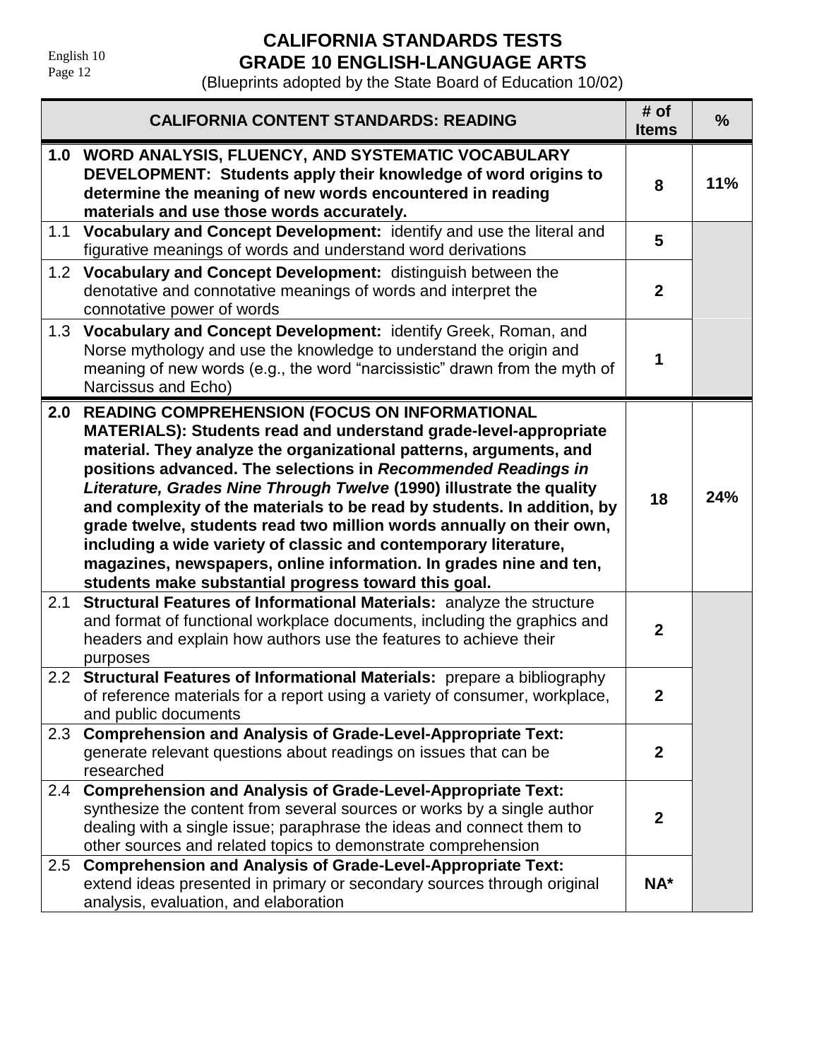# CALIFORNIA STANDARDS TESTS
# GRADE 10 ENGLISH-LANGUAGE ARTS

(Blueprints adopted by the State Board of Education 10/02)

| CALIFORNIA CONTENT STANDARDS: READING | # of Items | % |
|---|---|---|
| **1.0 WORD ANALYSIS, FLUENCY, AND SYSTEMATIC VOCABULARY DEVELOPMENT: Students apply their knowledge of word origins to determine the meaning of new words encountered in reading materials and use those words accurately.** | **8** | **11%** |
| 1.1 **Vocabulary and Concept Development:** identify and use the literal and figurative meanings of words and understand word derivations | **5** | |
| 1.2 **Vocabulary and Concept Development:** distinguish between the denotative and connotative meanings of words and interpret the connotative power of words | **2** | |
| 1.3 **Vocabulary and Concept Development:** identify Greek, Roman, and Norse mythology and use the knowledge to understand the origin and meaning of new words (e.g., the word "narcissistic" drawn from the myth of Narcissus and Echo) | **1** | |
| **2.0 READING COMPREHENSION (FOCUS ON INFORMATIONAL MATERIALS): Students read and understand grade-level-appropriate material. They analyze the organizational patterns, arguments, and positions advanced. The selections in *Recommended Readings in Literature, Grades Nine Through Twelve* (1990) illustrate the quality and complexity of the materials to be read by students. In addition, by grade twelve, students read two million words annually on their own, including a wide variety of classic and contemporary literature, magazines, newspapers, online information. In grades nine and ten, students make substantial progress toward this goal.** | **18** | **24%** |
| 2.1 **Structural Features of Informational Materials:** analyze the structure and format of functional workplace documents, including the graphics and headers and explain how authors use the features to achieve their purposes | **2** | |
| 2.2 **Structural Features of Informational Materials:** prepare a bibliography of reference materials for a report using a variety of consumer, workplace, and public documents | **2** | |
| 2.3 **Comprehension and Analysis of Grade-Level-Appropriate Text:** generate relevant questions about readings on issues that can be researched | **2** | |
| 2.4 **Comprehension and Analysis of Grade-Level-Appropriate Text:** synthesize the content from several sources or works by a single author dealing with a single issue; paraphrase the ideas and connect them to other sources and related topics to demonstrate comprehension | **2** | |
| 2.5 **Comprehension and Analysis of Grade-Level-Appropriate Text:** extend ideas presented in primary or secondary sources through original analysis, evaluation, and elaboration | **NA*** | |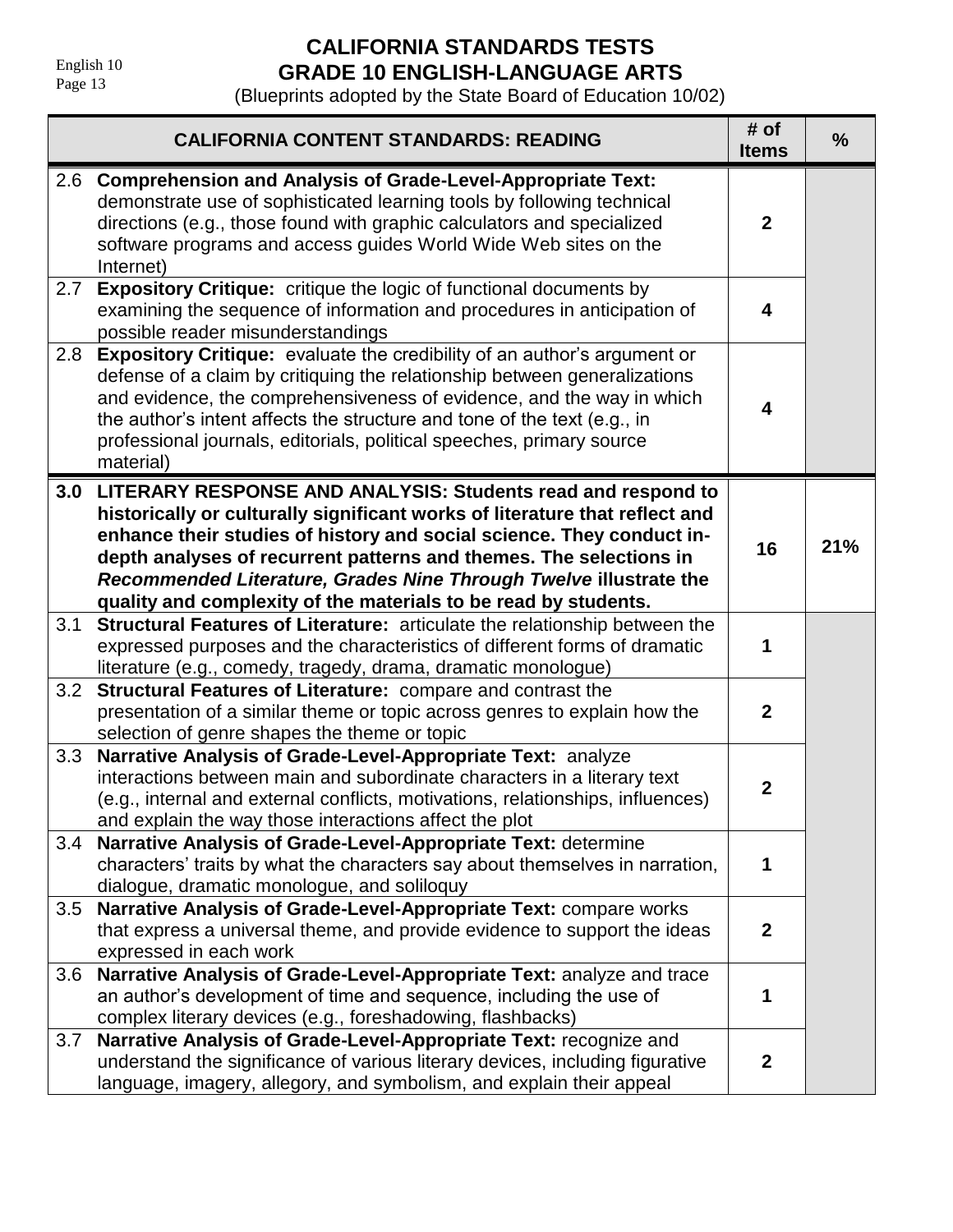# CALIFORNIA STANDARDS TESTS
# GRADE 10 ENGLISH-LANGUAGE ARTS

(Blueprints adopted by the State Board of Education 10/02)

| CALIFORNIA CONTENT STANDARDS: READING | # of Items | % |
|---|---|---|
| 2.6 **Comprehension and Analysis of Grade-Level-Appropriate Text:** demonstrate use of sophisticated learning tools by following technical directions (e.g., those found with graphic calculators and specialized software programs and access guides World Wide Web sites on the Internet) | 2 | |
| 2.7 **Expository Critique:** critique the logic of functional documents by examining the sequence of information and procedures in anticipation of possible reader misunderstandings | 4 | |
| 2.8 **Expository Critique:** evaluate the credibility of an author's argument or defense of a claim by critiquing the relationship between generalizations and evidence, the comprehensiveness of evidence, and the way in which the author's intent affects the structure and tone of the text (e.g., in professional journals, editorials, political speeches, primary source material) | 4 | |
| **3.0 LITERARY RESPONSE AND ANALYSIS: Students read and respond to historically or culturally significant works of literature that reflect and enhance their studies of history and social science. They conduct in-depth analyses of recurrent patterns and themes. The selections in *Recommended Literature, Grades Nine Through Twelve* illustrate the quality and complexity of the materials to be read by students.** | **16** | **21%** |
| 3.1 **Structural Features of Literature:** articulate the relationship between the expressed purposes and the characteristics of different forms of dramatic literature (e.g., comedy, tragedy, drama, dramatic monologue) | 1 | |
| 3.2 **Structural Features of Literature:** compare and contrast the presentation of a similar theme or topic across genres to explain how the selection of genre shapes the theme or topic | 2 | |
| 3.3 **Narrative Analysis of Grade-Level-Appropriate Text:** analyze interactions between main and subordinate characters in a literary text (e.g., internal and external conflicts, motivations, relationships, influences) and explain the way those interactions affect the plot | 2 | |
| 3.4 **Narrative Analysis of Grade-Level-Appropriate Text:** determine characters' traits by what the characters say about themselves in narration, dialogue, dramatic monologue, and soliloquy | 1 | |
| 3.5 **Narrative Analysis of Grade-Level-Appropriate Text:** compare works that express a universal theme, and provide evidence to support the ideas expressed in each work | 2 | |
| 3.6 **Narrative Analysis of Grade-Level-Appropriate Text:** analyze and trace an author's development of time and sequence, including the use of complex literary devices (e.g., foreshadowing, flashbacks) | 1 | |
| 3.7 **Narrative Analysis of Grade-Level-Appropriate Text:** recognize and understand the significance of various literary devices, including figurative language, imagery, allegory, and symbolism, and explain their appeal | 2 | |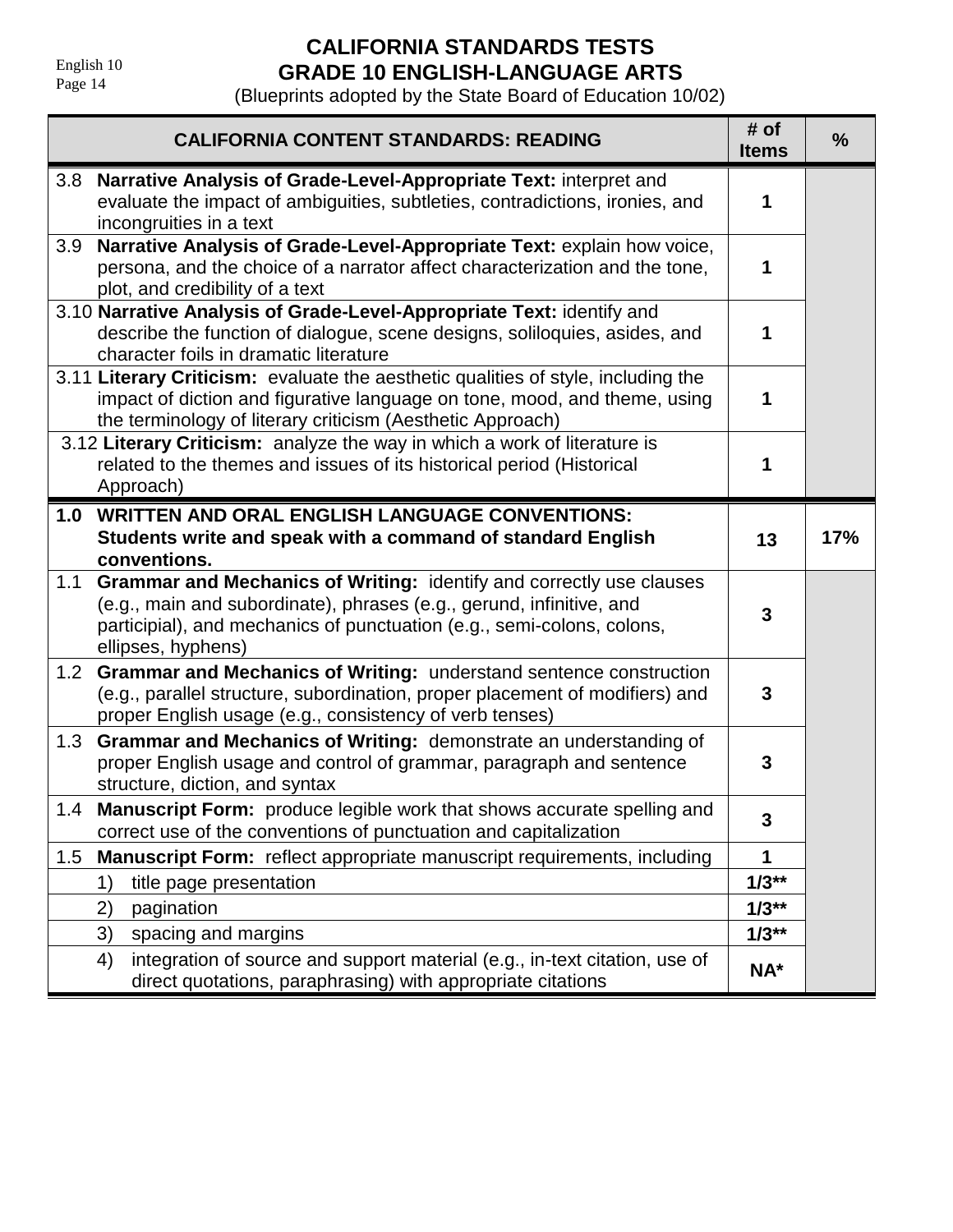# CALIFORNIA STANDARDS TESTS
# GRADE 10 ENGLISH-LANGUAGE ARTS

(Blueprints adopted by the State Board of Education 10/02)

| CALIFORNIA CONTENT STANDARDS: READING | # of Items | % |
|---|---|---|
| 3.8 **Narrative Analysis of Grade-Level-Appropriate Text:** interpret and evaluate the impact of ambiguities, subtleties, contradictions, ironies, and incongruities in a text | 1 | |
| 3.9 **Narrative Analysis of Grade-Level-Appropriate Text:** explain how voice, persona, and the choice of a narrator affect characterization and the tone, plot, and credibility of a text | 1 | |
| 3.10 **Narrative Analysis of Grade-Level-Appropriate Text:** identify and describe the function of dialogue, scene designs, soliloquies, asides, and character foils in dramatic literature | 1 | |
| 3.11 **Literary Criticism:** evaluate the aesthetic qualities of style, including the impact of diction and figurative language on tone, mood, and theme, using the terminology of literary criticism (Aesthetic Approach) | 1 | |
| 3.12 **Literary Criticism:** analyze the way in which a work of literature is related to the themes and issues of its historical period (Historical Approach) | 1 | |
| **1.0 WRITTEN AND ORAL ENGLISH LANGUAGE CONVENTIONS: Students write and speak with a command of standard English conventions.** | **13** | **17%** |
| 1.1 **Grammar and Mechanics of Writing:** identify and correctly use clauses (e.g., main and subordinate), phrases (e.g., gerund, infinitive, and participial), and mechanics of punctuation (e.g., semi-colons, colons, ellipses, hyphens) | 3 | |
| 1.2 **Grammar and Mechanics of Writing:** understand sentence construction (e.g., parallel structure, subordination, proper placement of modifiers) and proper English usage (e.g., consistency of verb tenses) | 3 | |
| 1.3 **Grammar and Mechanics of Writing:** demonstrate an understanding of proper English usage and control of grammar, paragraph and sentence structure, diction, and syntax | 3 | |
| 1.4 **Manuscript Form:** produce legible work that shows accurate spelling and correct use of the conventions of punctuation and capitalization | 3 | |
| 1.5 **Manuscript Form:** reflect appropriate manuscript requirements, including | 1 | |
| 1) title page presentation | 1/3** | |
| 2) pagination | 1/3** | |
| 3) spacing and margins | 1/3** | |
| 4) integration of source and support material (e.g., in-text citation, use of direct quotations, paraphrasing) with appropriate citations | NA* | |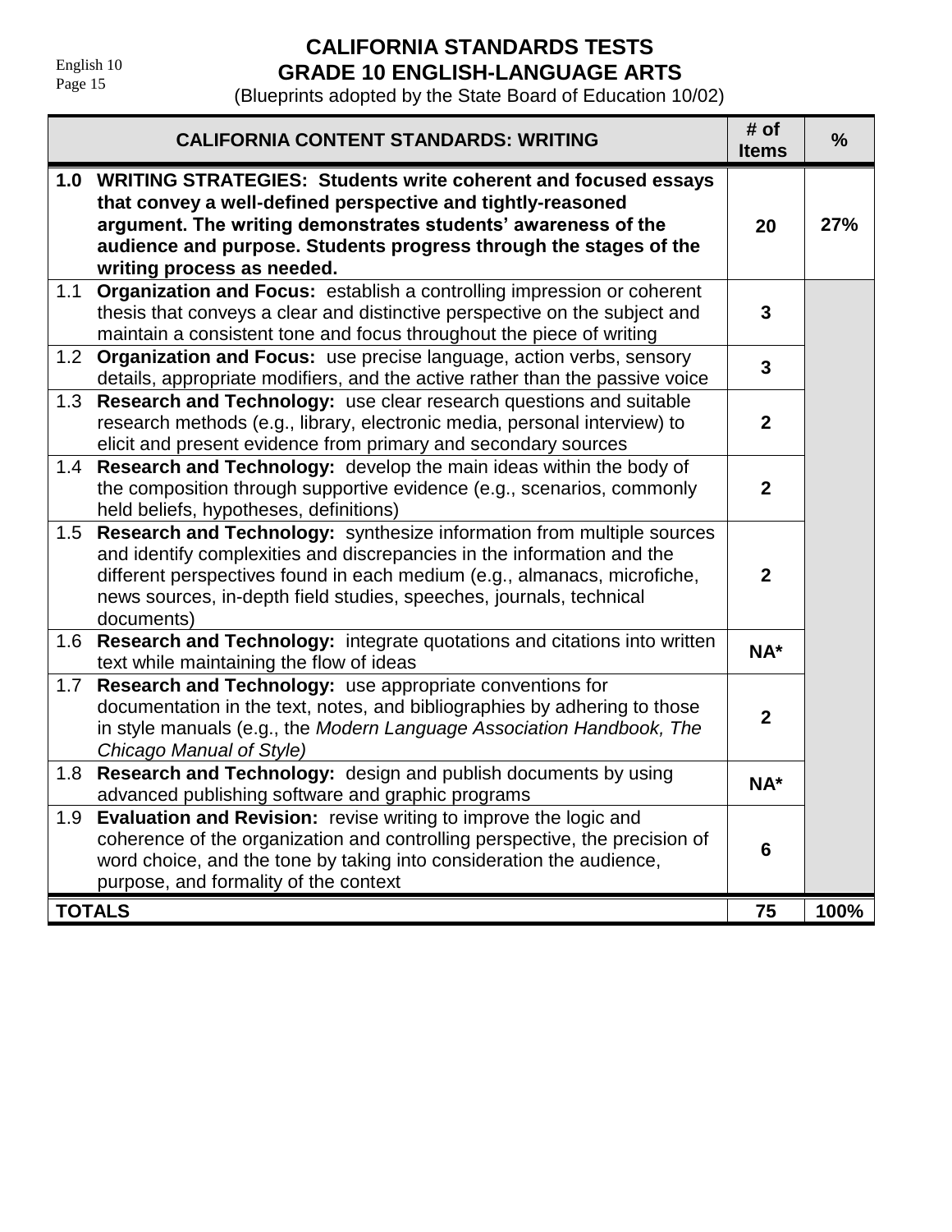# CALIFORNIA STANDARDS TESTS
# GRADE 10 ENGLISH-LANGUAGE ARTS

(Blueprints adopted by the State Board of Education 10/02)

| CALIFORNIA CONTENT STANDARDS: WRITING | # of Items | % |
|---|---|---|
| **1.0 WRITING STRATEGIES: Students write coherent and focused essays that convey a well-defined perspective and tightly-reasoned argument. The writing demonstrates students' awareness of the audience and purpose. Students progress through the stages of the writing process as needed.** | **20** | **27%** |
| 1.1 **Organization and Focus:** establish a controlling impression or coherent thesis that conveys a clear and distinctive perspective on the subject and maintain a consistent tone and focus throughout the piece of writing | **3** | |
| 1.2 **Organization and Focus:** use precise language, action verbs, sensory details, appropriate modifiers, and the active rather than the passive voice | **3** | |
| 1.3 **Research and Technology:** use clear research questions and suitable research methods (e.g., library, electronic media, personal interview) to elicit and present evidence from primary and secondary sources | **2** | |
| 1.4 **Research and Technology:** develop the main ideas within the body of the composition through supportive evidence (e.g., scenarios, commonly held beliefs, hypotheses, definitions) | **2** | |
| 1.5 **Research and Technology:** synthesize information from multiple sources and identify complexities and discrepancies in the information and the different perspectives found in each medium (e.g., almanacs, microfiche, news sources, in-depth field studies, speeches, journals, technical documents) | **2** | |
| 1.6 **Research and Technology:** integrate quotations and citations into written text while maintaining the flow of ideas | **NA*** | |
| 1.7 **Research and Technology:** use appropriate conventions for documentation in the text, notes, and bibliographies by adhering to those in style manuals (e.g., the *Modern Language Association Handbook, The Chicago Manual of Style)* | **2** | |
| 1.8 **Research and Technology:** design and publish documents by using advanced publishing software and graphic programs | **NA*** | |
| 1.9 **Evaluation and Revision:** revise writing to improve the logic and coherence of the organization and controlling perspective, the precision of word choice, and the tone by taking into consideration the audience, purpose, and formality of the context | **6** | |
| **TOTALS** | **75** | **100%** |